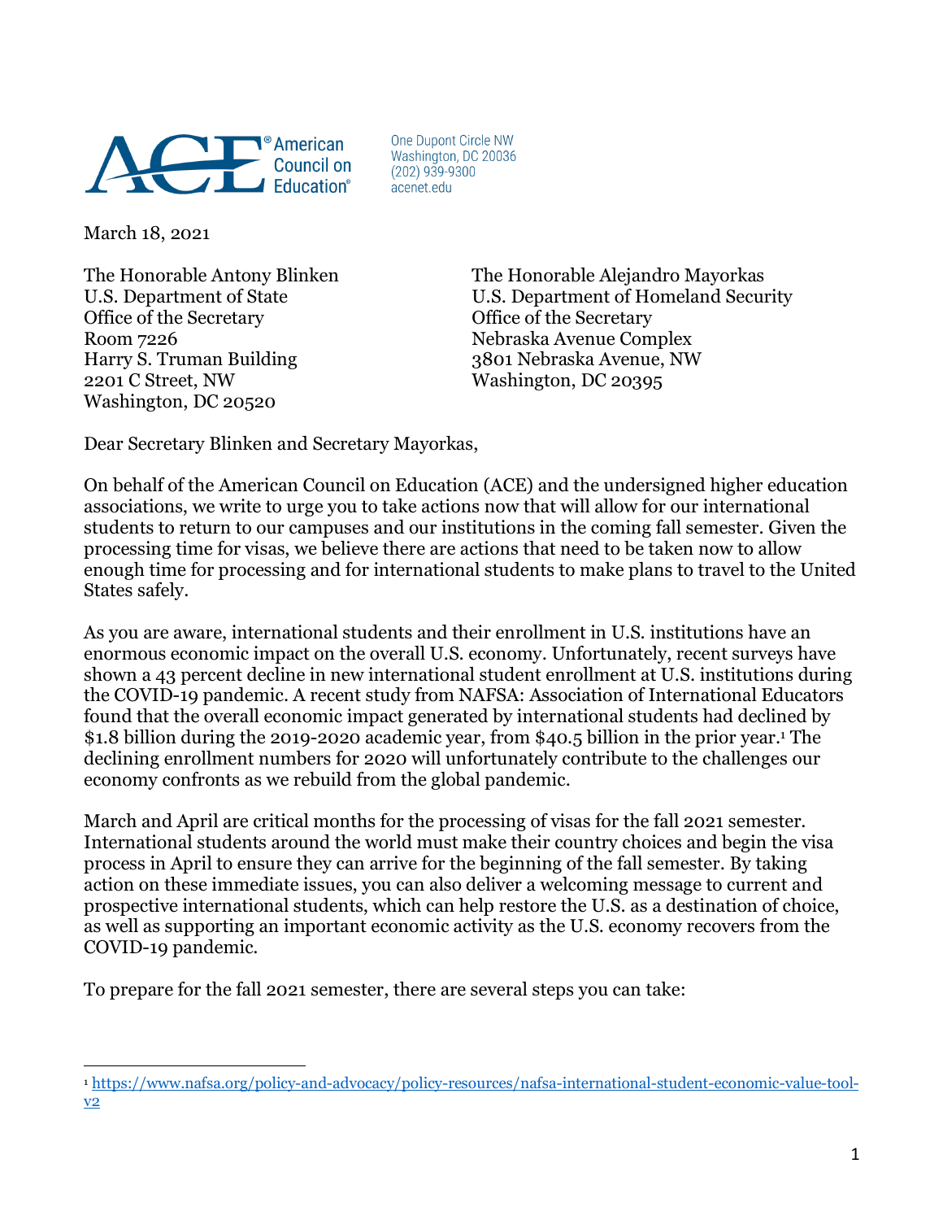American Council on Education®

One Dupont Circle NW
Washington, DC 20036
(202) 939-9300
acenet.edu

March 18, 2021

The Honorable Antony Blinken
U.S. Department of State
Office of the Secretary
Room 7226
Harry S. Truman Building
2201 C Street, NW
Washington, DC 20520

The Honorable Alejandro Mayorkas
U.S. Department of Homeland Security
Office of the Secretary
Nebraska Avenue Complex
3801 Nebraska Avenue, NW
Washington, DC 20395

Dear Secretary Blinken and Secretary Mayorkas,

On behalf of the American Council on Education (ACE) and the undersigned higher education associations, we write to urge you to take actions now that will allow for our international students to return to our campuses and our institutions in the coming fall semester. Given the processing time for visas, we believe there are actions that need to be taken now to allow enough time for processing and for international students to make plans to travel to the United States safely.

As you are aware, international students and their enrollment in U.S. institutions have an enormous economic impact on the overall U.S. economy. Unfortunately, recent surveys have shown a 43 percent decline in new international student enrollment at U.S. institutions during the COVID-19 pandemic. A recent study from NAFSA: Association of International Educators found that the overall economic impact generated by international students had declined by $1.8 billion during the 2019-2020 academic year, from $40.5 billion in the prior year.[1] The declining enrollment numbers for 2020 will unfortunately contribute to the challenges our economy confronts as we rebuild from the global pandemic.

March and April are critical months for the processing of visas for the fall 2021 semester. International students around the world must make their country choices and begin the visa process in April to ensure they can arrive for the beginning of the fall semester. By taking action on these immediate issues, you can also deliver a welcoming message to current and prospective international students, which can help restore the U.S. as a destination of choice, as well as supporting an important economic activity as the U.S. economy recovers from the COVID-19 pandemic.

To prepare for the fall 2021 semester, there are several steps you can take:

[1] https://www.nafsa.org/policy-and-advocacy/policy-resources/nafsa-international-student-economic-value-tool-v2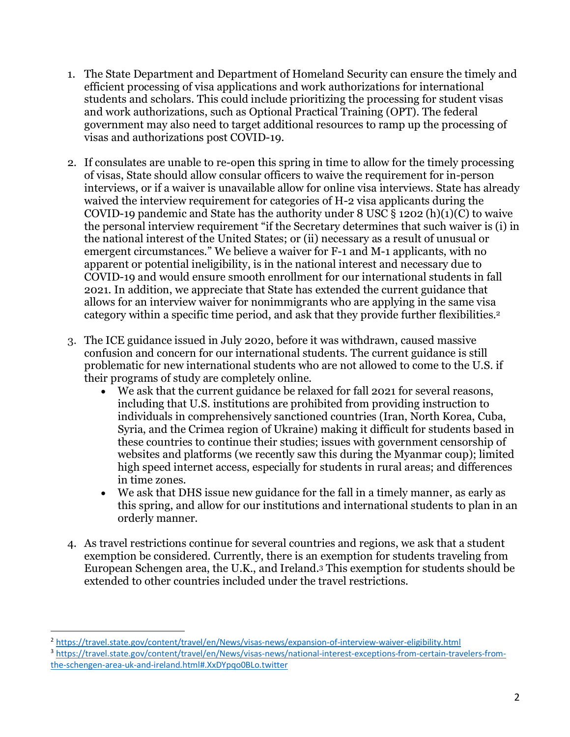1. The State Department and Department of Homeland Security can ensure the timely and efficient processing of visa applications and work authorizations for international students and scholars. This could include prioritizing the processing for student visas and work authorizations, such as Optional Practical Training (OPT). The federal government may also need to target additional resources to ramp up the processing of visas and authorizations post COVID-19.

2. If consulates are unable to re-open this spring in time to allow for the timely processing of visas, State should allow consular officers to waive the requirement for in-person interviews, or if a waiver is unavailable allow for online visa interviews. State has already waived the interview requirement for categories of H-2 visa applicants during the COVID-19 pandemic and State has the authority under 8 USC § 1202 (h)(1)(C) to waive the personal interview requirement "if the Secretary determines that such waiver is (i) in the national interest of the United States; or (ii) necessary as a result of unusual or emergent circumstances." We believe a waiver for F-1 and M-1 applicants, with no apparent or potential ineligibility, is in the national interest and necessary due to COVID-19 and would ensure smooth enrollment for our international students in fall 2021. In addition, we appreciate that State has extended the current guidance that allows for an interview waiver for nonimmigrants who are applying in the same visa category within a specific time period, and ask that they provide further flexibilities.[2]

3. The ICE guidance issued in July 2020, before it was withdrawn, caused massive confusion and concern for our international students. The current guidance is still problematic for new international students who are not allowed to come to the U.S. if their programs of study are completely online.
   - We ask that the current guidance be relaxed for fall 2021 for several reasons, including that U.S. institutions are prohibited from providing instruction to individuals in comprehensively sanctioned countries (Iran, North Korea, Cuba, Syria, and the Crimea region of Ukraine) making it difficult for students based in these countries to continue their studies; issues with government censorship of websites and platforms (we recently saw this during the Myanmar coup); limited high speed internet access, especially for students in rural areas; and differences in time zones.
   - We ask that DHS issue new guidance for the fall in a timely manner, as early as this spring, and allow for our institutions and international students to plan in an orderly manner.

4. As travel restrictions continue for several countries and regions, we ask that a student exemption be considered. Currently, there is an exemption for students traveling from European Schengen area, the U.K., and Ireland.[3] This exemption for students should be extended to other countries included under the travel restrictions.

---

[2] https://travel.state.gov/content/travel/en/News/visas-news/expansion-of-interview-waiver-eligibility.html

[3] https://travel.state.gov/content/travel/en/News/visas-news/national-interest-exceptions-from-certain-travelers-from-the-schengen-area-uk-and-ireland.html#.XxDYpqo0BLo.twitter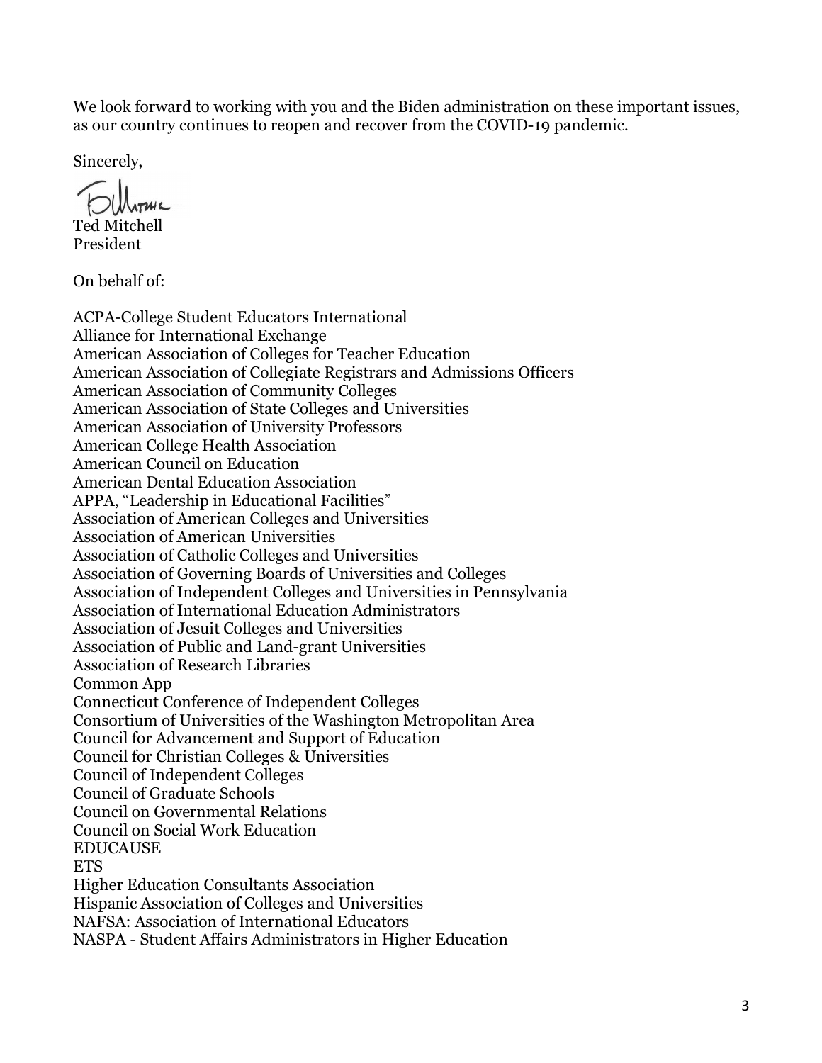We look forward to working with you and the Biden administration on these important issues, as our country continues to reopen and recover from the COVID-19 pandemic.

Sincerely,

Ted Mitchell  
President

On behalf of:

ACPA-College Student Educators International  
Alliance for International Exchange  
American Association of Colleges for Teacher Education  
American Association of Collegiate Registrars and Admissions Officers  
American Association of Community Colleges  
American Association of State Colleges and Universities  
American Association of University Professors  
American College Health Association  
American Council on Education  
American Dental Education Association  
APPA, "Leadership in Educational Facilities"  
Association of American Colleges and Universities  
Association of American Universities  
Association of Catholic Colleges and Universities  
Association of Governing Boards of Universities and Colleges  
Association of Independent Colleges and Universities in Pennsylvania  
Association of International Education Administrators  
Association of Jesuit Colleges and Universities  
Association of Public and Land-grant Universities  
Association of Research Libraries  
Common App  
Connecticut Conference of Independent Colleges  
Consortium of Universities of the Washington Metropolitan Area  
Council for Advancement and Support of Education  
Council for Christian Colleges & Universities  
Council of Independent Colleges  
Council of Graduate Schools  
Council on Governmental Relations  
Council on Social Work Education  
EDUCAUSE  
ETS  
Higher Education Consultants Association  
Hispanic Association of Colleges and Universities  
NAFSA: Association of International Educators  
NASPA - Student Affairs Administrators in Higher Education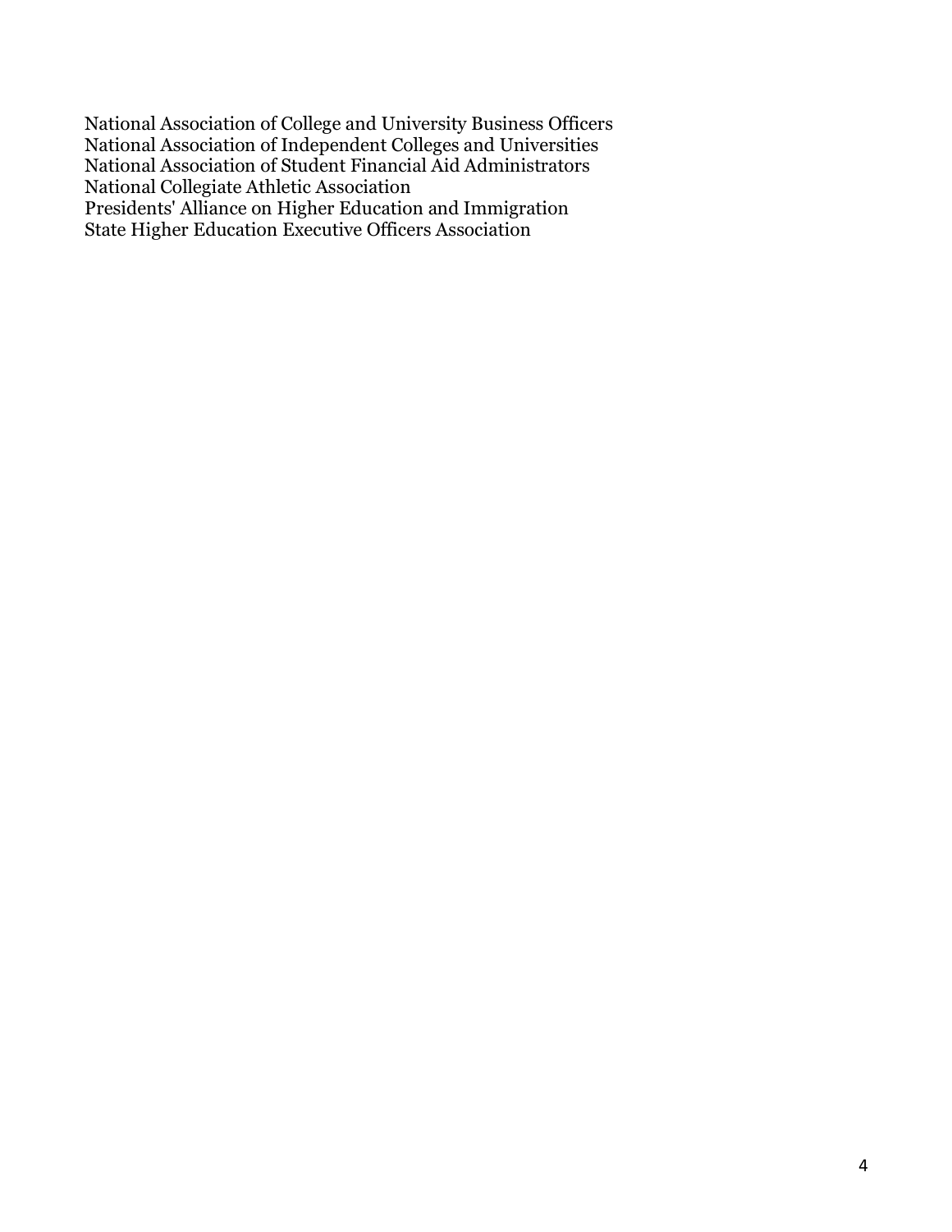National Association of College and University Business Officers
National Association of Independent Colleges and Universities
National Association of Student Financial Aid Administrators
National Collegiate Athletic Association
Presidents' Alliance on Higher Education and Immigration
State Higher Education Executive Officers Association